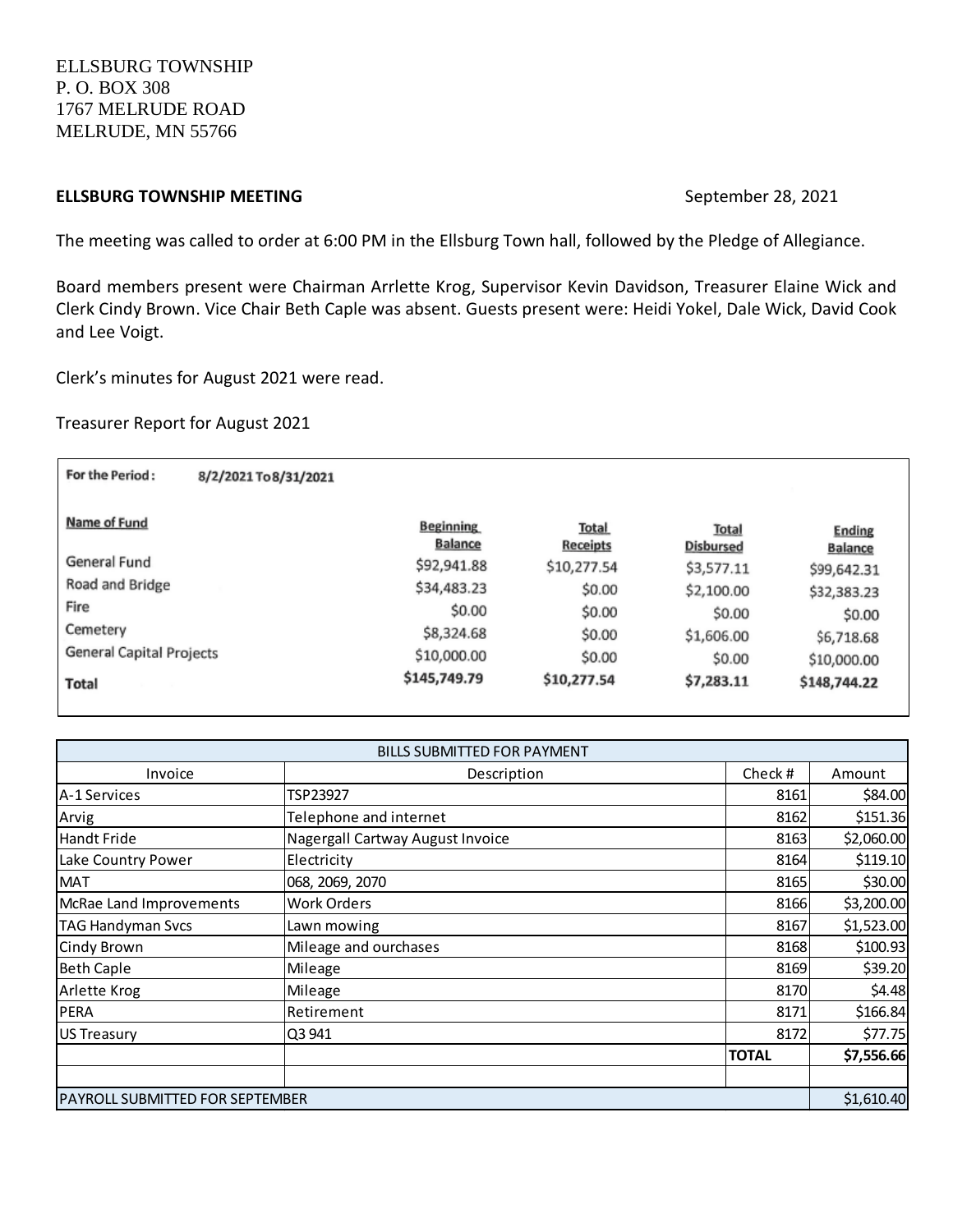ELLSBURG TOWNSHIP
P. O. BOX 308
1767 MELRUDE ROAD
MELRUDE, MN 55766

**ELLSBURG TOWNSHIP MEETING** September 28, 2021

The meeting was called to order at 6:00 PM in the Ellsburg Town hall, followed by the Pledge of Allegiance.

Board members present were Chairman Arrlette Krog, Supervisor Kevin Davidson, Treasurer Elaine Wick and Clerk Cindy Brown. Vice Chair Beth Caple was absent. Guests present were: Heidi Yokel, Dale Wick, David Cook and Lee Voigt.

Clerk's minutes for August 2021 were read.

Treasurer Report for August 2021

**For the Period:** 8/2/2021 To 8/31/2021

| Name of Fund | Beginning Balance | Total Receipts | Total Disbursed | Ending Balance |
|---|---|---|---|---|
| General Fund | $92,941.88 | $10,277.54 | $3,577.11 | $99,642.31 |
| Road and Bridge | $34,483.23 | $0.00 | $2,100.00 | $32,383.23 |
| Fire | $0.00 | $0.00 | $0.00 | $0.00 |
| Cemetery | $8,324.68 | $0.00 | $1,606.00 | $6,718.68 |
| General Capital Projects | $10,000.00 | $0.00 | $0.00 | $10,000.00 |
| **Total** | **$145,749.79** | **$10,277.54** | **$7,283.11** | **$148,744.22** |

| BILLS SUBMITTED FOR PAYMENT | | | |
|---|---|---|---|
| Invoice | Description | Check # | Amount |
| A-1 Services | TSP23927 | 8161 | $84.00 |
| Arvig | Telephone and internet | 8162 | $151.36 |
| Handt Fride | Nagergall Cartway August Invoice | 8163 | $2,060.00 |
| Lake Country Power | Electricity | 8164 | $119.10 |
| MAT | 068, 2069, 2070 | 8165 | $30.00 |
| McRae Land Improvements | Work Orders | 8166 | $3,200.00 |
| TAG Handyman Svcs | Lawn mowing | 8167 | $1,523.00 |
| Cindy Brown | Mileage and ourchases | 8168 | $100.93 |
| Beth Caple | Mileage | 8169 | $39.20 |
| Arlette Krog | Mileage | 8170 | $4.48 |
| PERA | Retirement | 8171 | $166.84 |
| US Treasury | Q3 941 | 8172 | $77.75 |
| | | **TOTAL** | **$7,556.66** |
| | | | |
| PAYROLL SUBMITTED FOR SEPTEMBER | | | $1,610.40 |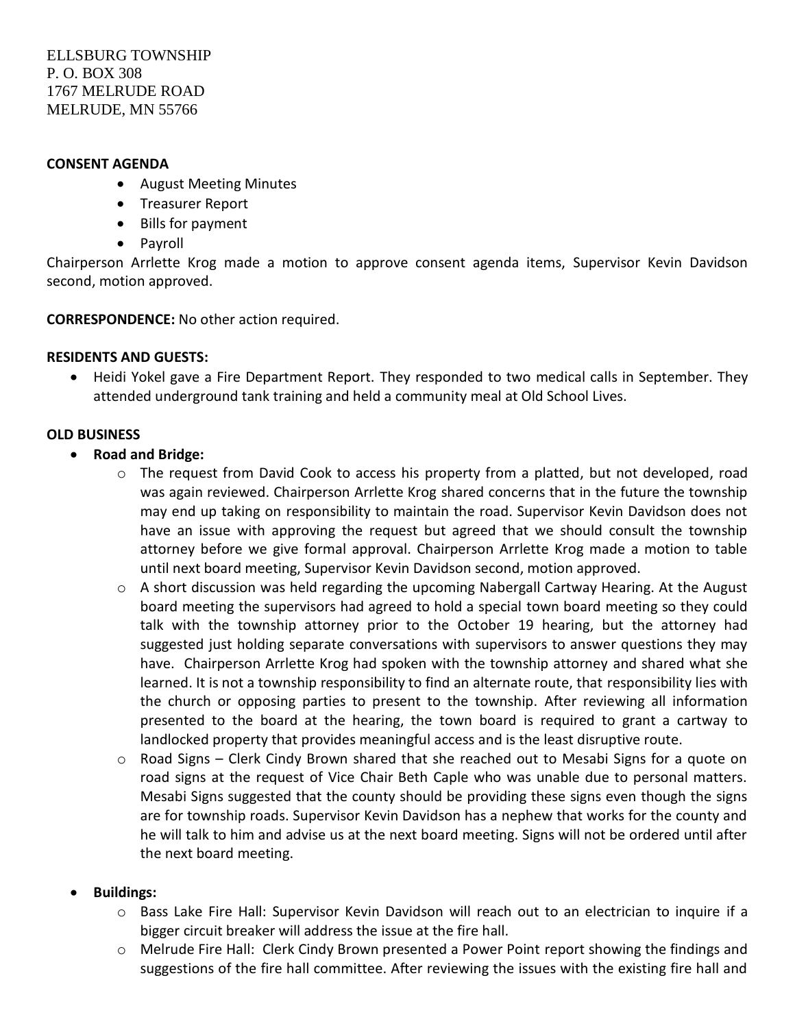ELLSBURG TOWNSHIP
P. O. BOX 308
1767 MELRUDE ROAD
MELRUDE, MN 55766

**CONSENT AGENDA**

- August Meeting Minutes
- Treasurer Report
- Bills for payment
- Payroll

Chairperson Arrlette Krog made a motion to approve consent agenda items, Supervisor Kevin Davidson second, motion approved.

**CORRESPONDENCE:** No other action required.

**RESIDENTS AND GUESTS:**

- Heidi Yokel gave a Fire Department Report. They responded to two medical calls in September. They attended underground tank training and held a community meal at Old School Lives.

**OLD BUSINESS**

- **Road and Bridge:**
  - The request from David Cook to access his property from a platted, but not developed, road was again reviewed. Chairperson Arrlette Krog shared concerns that in the future the township may end up taking on responsibility to maintain the road. Supervisor Kevin Davidson does not have an issue with approving the request but agreed that we should consult the township attorney before we give formal approval. Chairperson Arrlette Krog made a motion to table until next board meeting, Supervisor Kevin Davidson second, motion approved.
  - A short discussion was held regarding the upcoming Nabergall Cartway Hearing. At the August board meeting the supervisors had agreed to hold a special town board meeting so they could talk with the township attorney prior to the October 19 hearing, but the attorney had suggested just holding separate conversations with supervisors to answer questions they may have. Chairperson Arrlette Krog had spoken with the township attorney and shared what she learned. It is not a township responsibility to find an alternate route, that responsibility lies with the church or opposing parties to present to the township. After reviewing all information presented to the board at the hearing, the town board is required to grant a cartway to landlocked property that provides meaningful access and is the least disruptive route.
  - Road Signs – Clerk Cindy Brown shared that she reached out to Mesabi Signs for a quote on road signs at the request of Vice Chair Beth Caple who was unable due to personal matters. Mesabi Signs suggested that the county should be providing these signs even though the signs are for township roads. Supervisor Kevin Davidson has a nephew that works for the county and he will talk to him and advise us at the next board meeting. Signs will not be ordered until after the next board meeting.

- **Buildings:**
  - Bass Lake Fire Hall: Supervisor Kevin Davidson will reach out to an electrician to inquire if a bigger circuit breaker will address the issue at the fire hall.
  - Melrude Fire Hall: Clerk Cindy Brown presented a Power Point report showing the findings and suggestions of the fire hall committee. After reviewing the issues with the existing fire hall and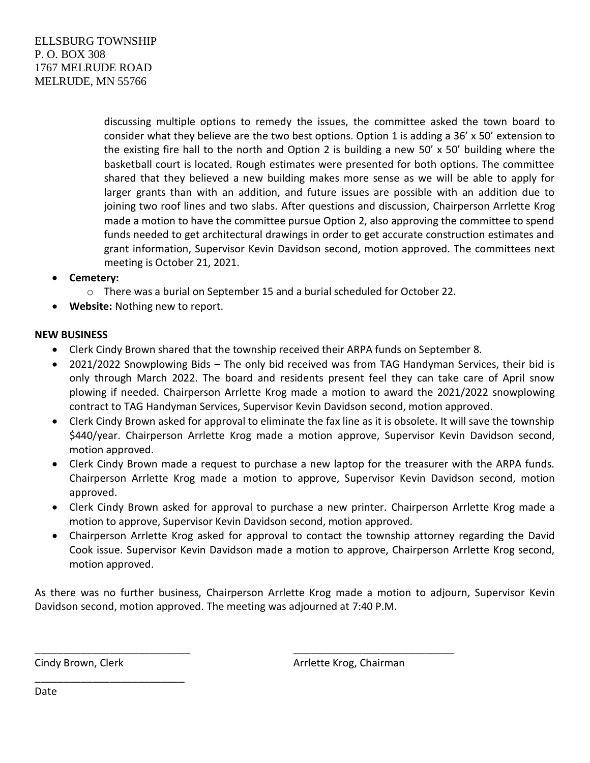ELLSBURG TOWNSHIP
P. O. BOX 308
1767 MELRUDE ROAD
MELRUDE, MN 55766

discussing multiple options to remedy the issues, the committee asked the town board to consider what they believe are the two best options. Option 1 is adding a 36' x 50' extension to the existing fire hall to the north and Option 2 is building a new 50' x 50' building where the basketball court is located. Rough estimates were presented for both options. The committee shared that they believed a new building makes more sense as we will be able to apply for larger grants than with an addition, and future issues are possible with an addition due to joining two roof lines and two slabs. After questions and discussion, Chairperson Arrlette Krog made a motion to have the committee pursue Option 2, also approving the committee to spend funds needed to get architectural drawings in order to get accurate construction estimates and grant information, Supervisor Kevin Davidson second, motion approved. The committees next meeting is October 21, 2021.

- **Cemetery:**
  - There was a burial on September 15 and a burial scheduled for October 22.
- **Website:** Nothing new to report.

**NEW BUSINESS**

- Clerk Cindy Brown shared that the township received their ARPA funds on September 8.
- 2021/2022 Snowplowing Bids – The only bid received was from TAG Handyman Services, their bid is only through March 2022. The board and residents present feel they can take care of April snow plowing if needed. Chairperson Arrlette Krog made a motion to award the 2021/2022 snowplowing contract to TAG Handyman Services, Supervisor Kevin Davidson second, motion approved.
- Clerk Cindy Brown asked for approval to eliminate the fax line as it is obsolete. It will save the township $440/year. Chairperson Arrlette Krog made a motion approve, Supervisor Kevin Davidson second, motion approved.
- Clerk Cindy Brown made a request to purchase a new laptop for the treasurer with the ARPA funds. Chairperson Arrlette Krog made a motion to approve, Supervisor Kevin Davidson second, motion approved.
- Clerk Cindy Brown asked for approval to purchase a new printer. Chairperson Arrlette Krog made a motion to approve, Supervisor Kevin Davidson second, motion approved.
- Chairperson Arrlette Krog asked for approval to contact the township attorney regarding the David Cook issue. Supervisor Kevin Davidson made a motion to approve, Chairperson Arrlette Krog second, motion approved.

As there was no further business, Chairperson Arrlette Krog made a motion to adjourn, Supervisor Kevin Davidson second, motion approved. The meeting was adjourned at 7:40 P.M.

___________________________ ___________________________
Cindy Brown, Clerk Arrlette Krog, Chairman

___________________________
Date